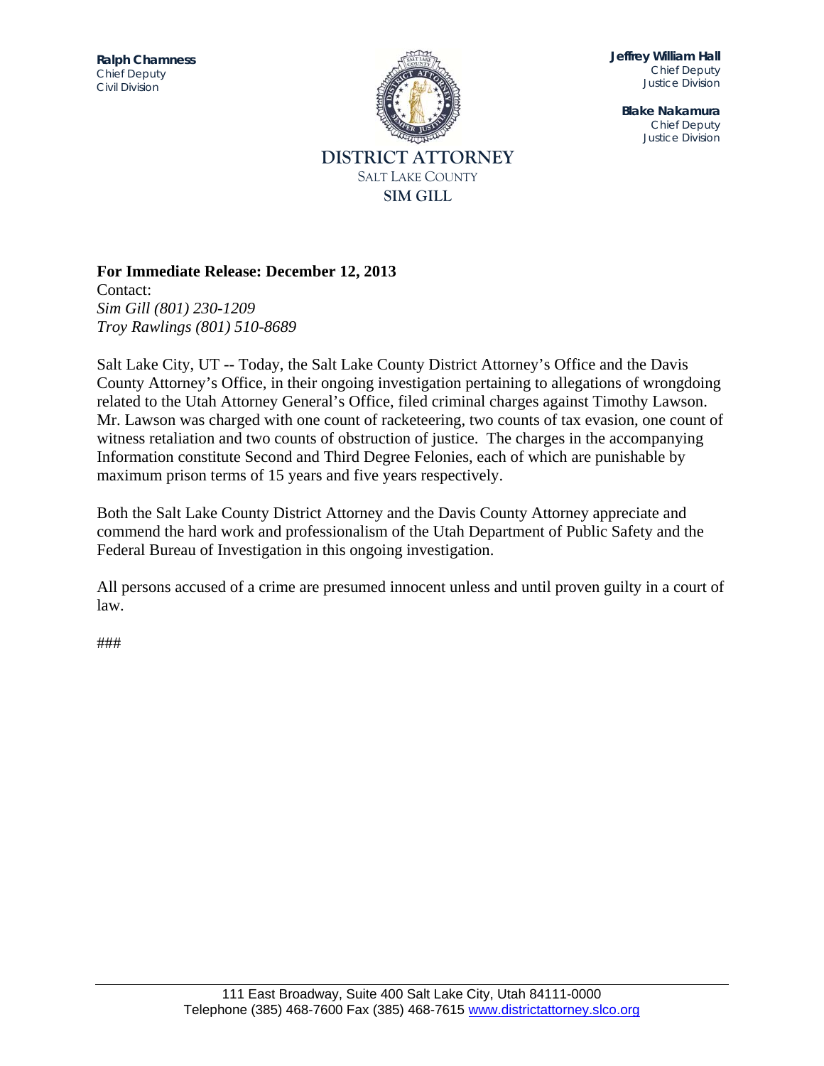**Ralph Chamness**
Chief Deputy
Civil Division

**Jeffrey William Hall**
Chief Deputy
Justice Division

**Blake Nakamura**
Chief Deputy
Justice Division

# DISTRICT ATTORNEY
SALT LAKE COUNTY
**SIM GILL**

**For Immediate Release: December 12, 2013**
Contact:
*Sim Gill (801) 230-1209*
*Troy Rawlings (801) 510-8689*

Salt Lake City, UT -- Today, the Salt Lake County District Attorney's Office and the Davis County Attorney's Office, in their ongoing investigation pertaining to allegations of wrongdoing related to the Utah Attorney General's Office, filed criminal charges against Timothy Lawson. Mr. Lawson was charged with one count of racketeering, two counts of tax evasion, one count of witness retaliation and two counts of obstruction of justice. The charges in the accompanying Information constitute Second and Third Degree Felonies, each of which are punishable by maximum prison terms of 15 years and five years respectively.

Both the Salt Lake County District Attorney and the Davis County Attorney appreciate and commend the hard work and professionalism of the Utah Department of Public Safety and the Federal Bureau of Investigation in this ongoing investigation.

All persons accused of a crime are presumed innocent unless and until proven guilty in a court of law.

###

111 East Broadway, Suite 400 Salt Lake City, Utah 84111-0000
Telephone (385) 468-7600 Fax (385) 468-7615 www.districtattorney.slco.org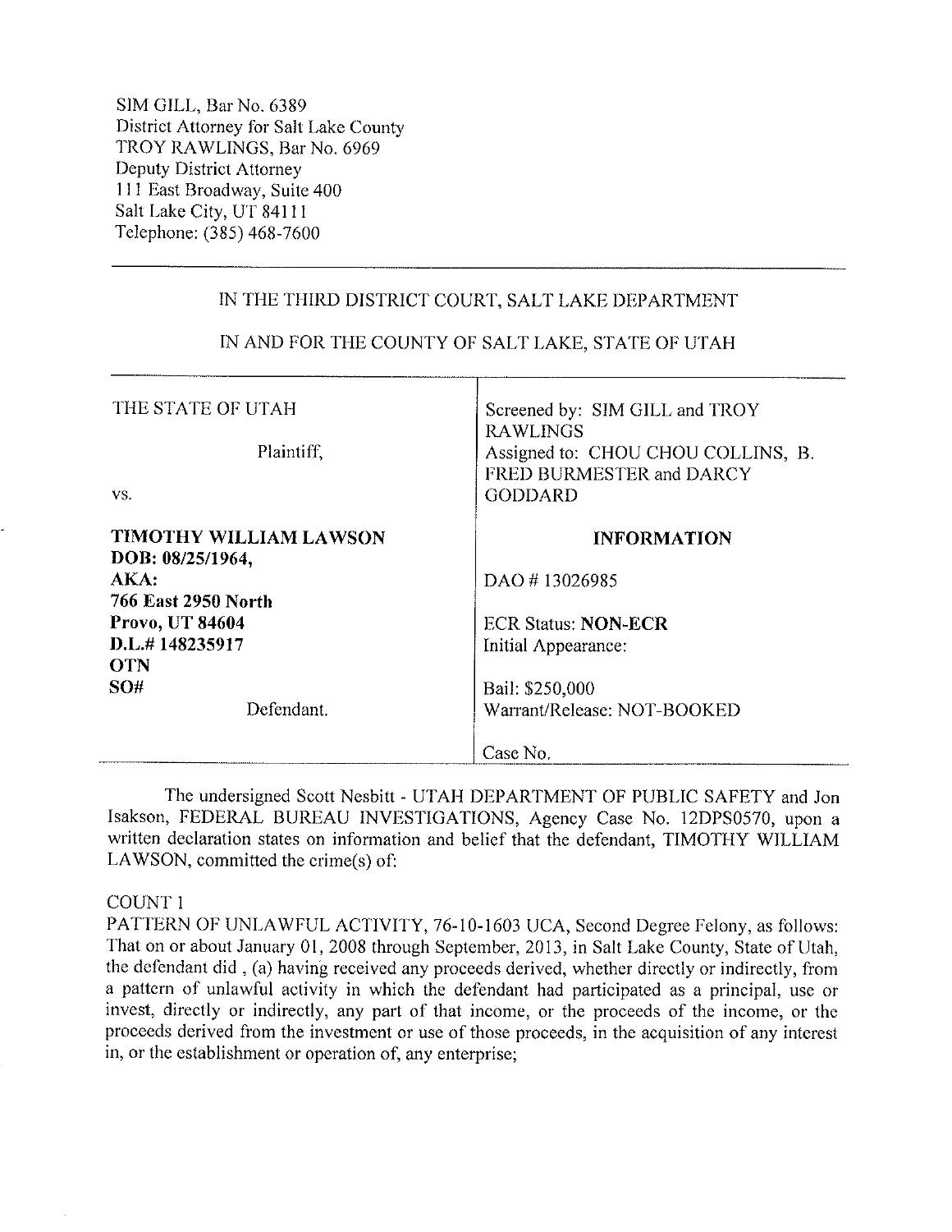SIM GILL, Bar No. 6389
District Attorney for Salt Lake County
TROY RAWLINGS, Bar No. 6969
Deputy District Attorney
111 East Broadway, Suite 400
Salt Lake City, UT 84111
Telephone: (385) 468-7600

---

IN THE THIRD DISTRICT COURT, SALT LAKE DEPARTMENT

IN AND FOR THE COUNTY OF SALT LAKE, STATE OF UTAH

| | |
|---|---|
| THE STATE OF UTAH<br><br>Plaintiff,<br><br>vs.<br><br>**TIMOTHY WILLIAM LAWSON**<br>**DOB: 08/25/1964,**<br>**AKA:**<br>**766 East 2950 North**<br>**Provo, UT 84604**<br>**D.L.# 148235917**<br>**OTN**<br>**SO#**<br><br>Defendant. | Screened by: SIM GILL and TROY RAWLINGS<br>Assigned to: CHOU CHOU COLLINS, B. FRED BURMESTER and DARCY GODDARD<br><br>**INFORMATION**<br><br>DAO # 13026985<br><br>ECR Status: **NON-ECR**<br>Initial Appearance:<br><br>Bail: $250,000<br>Warrant/Release: NOT-BOOKED<br><br>Case No. |

The undersigned Scott Nesbitt - UTAH DEPARTMENT OF PUBLIC SAFETY and Jon Isakson, FEDERAL BUREAU INVESTIGATIONS, Agency Case No. 12DPS0570, upon a written declaration states on information and belief that the defendant, TIMOTHY WILLIAM LAWSON, committed the crime(s) of:

COUNT 1
PATTERN OF UNLAWFUL ACTIVITY, 76-10-1603 UCA, Second Degree Felony, as follows: That on or about January 01, 2008 through September, 2013, in Salt Lake County, State of Utah, the defendant did , (a) having received any proceeds derived, whether directly or indirectly, from a pattern of unlawful activity in which the defendant had participated as a principal, use or invest, directly or indirectly, any part of that income, or the proceeds of the income, or the proceeds derived from the investment or use of those proceeds, in the acquisition of any interest in, or the establishment or operation of, any enterprise;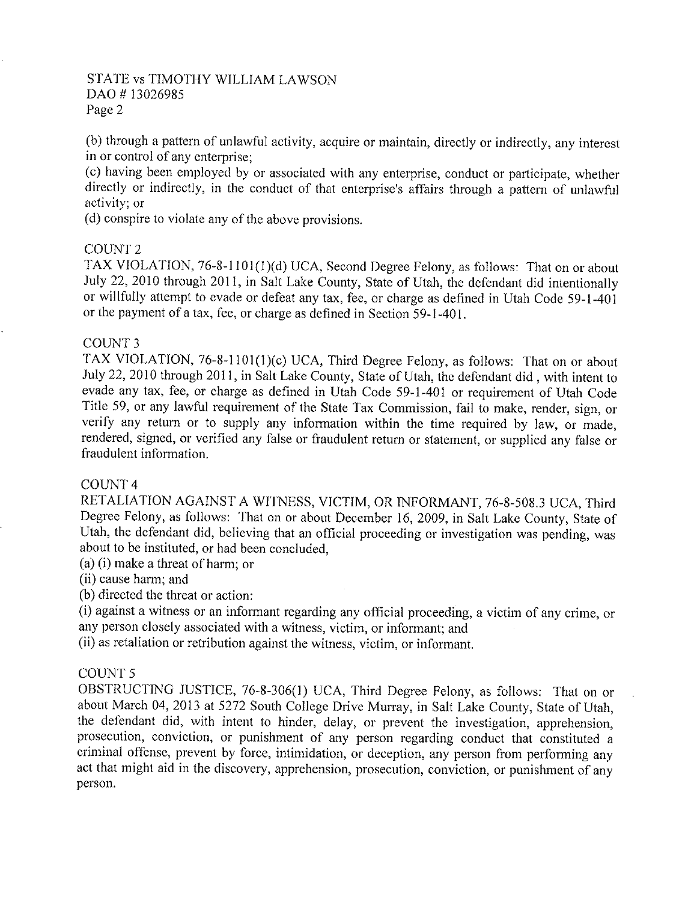STATE vs TIMOTHY WILLIAM LAWSON
DAO # 13026985
Page 2

(b) through a pattern of unlawful activity, acquire or maintain, directly or indirectly, any interest in or control of any enterprise;

(c) having been employed by or associated with any enterprise, conduct or participate, whether directly or indirectly, in the conduct of that enterprise's affairs through a pattern of unlawful activity; or

(d) conspire to violate any of the above provisions.

COUNT 2

TAX VIOLATION, 76-8-1101(1)(d) UCA, Second Degree Felony, as follows: That on or about July 22, 2010 through 2011, in Salt Lake County, State of Utah, the defendant did intentionally or willfully attempt to evade or defeat any tax, fee, or charge as defined in Utah Code 59-1-401 or the payment of a tax, fee, or charge as defined in Section 59-1-401.

COUNT 3

TAX VIOLATION, 76-8-1101(1)(c) UCA, Third Degree Felony, as follows: That on or about July 22, 2010 through 2011, in Salt Lake County, State of Utah, the defendant did , with intent to evade any tax, fee, or charge as defined in Utah Code 59-1-401 or requirement of Utah Code Title 59, or any lawful requirement of the State Tax Commission, fail to make, render, sign, or verify any return or to supply any information within the time required by law, or made, rendered, signed, or verified any false or fraudulent return or statement, or supplied any false or fraudulent information.

COUNT 4

RETALIATION AGAINST A WITNESS, VICTIM, OR INFORMANT, 76-8-508.3 UCA, Third Degree Felony, as follows: That on or about December 16, 2009, in Salt Lake County, State of Utah, the defendant did, believing that an official proceeding or investigation was pending, was about to be instituted, or had been concluded,

(a) (i) make a threat of harm; or

(ii) cause harm; and

(b) directed the threat or action:

(i) against a witness or an informant regarding any official proceeding, a victim of any crime, or any person closely associated with a witness, victim, or informant; and

(ii) as retaliation or retribution against the witness, victim, or informant.

COUNT 5

OBSTRUCTING JUSTICE, 76-8-306(1) UCA, Third Degree Felony, as follows: That on or about March 04, 2013 at 5272 South College Drive Murray, in Salt Lake County, State of Utah, the defendant did, with intent to hinder, delay, or prevent the investigation, apprehension, prosecution, conviction, or punishment of any person regarding conduct that constituted a criminal offense, prevent by force, intimidation, or deception, any person from performing any act that might aid in the discovery, apprehension, prosecution, conviction, or punishment of any person.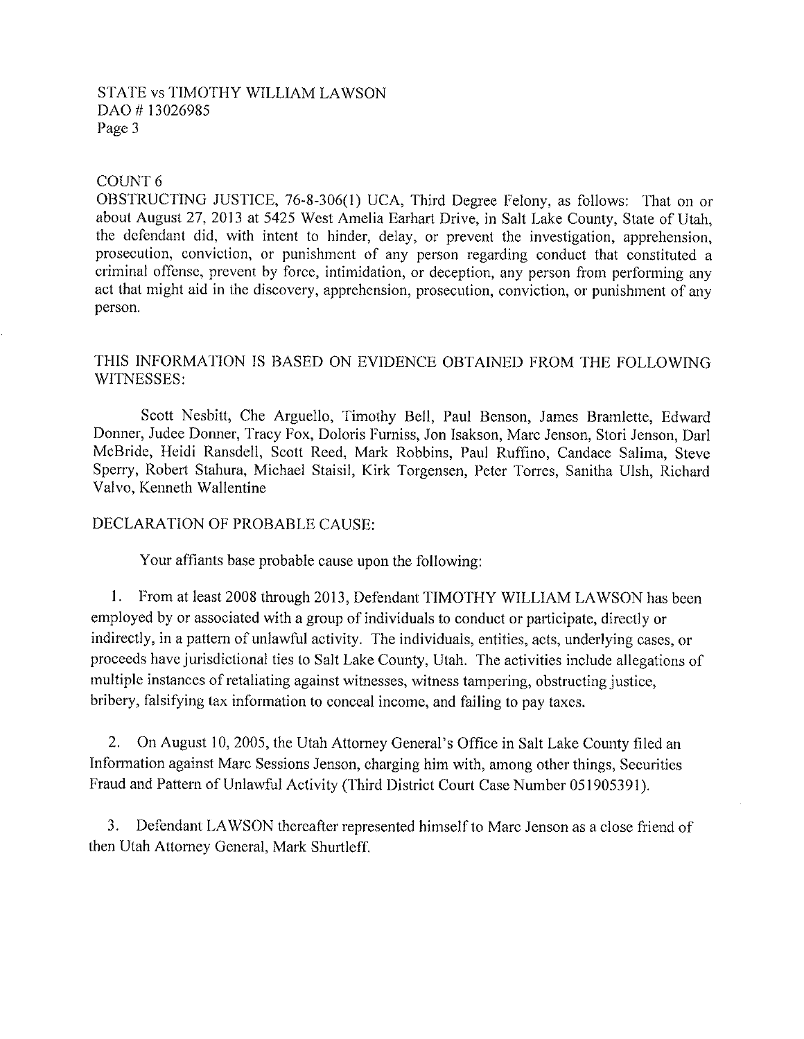STATE vs TIMOTHY WILLIAM LAWSON
DAO # 13026985
Page 3

COUNT 6

OBSTRUCTING JUSTICE, 76-8-306(1) UCA, Third Degree Felony, as follows: That on or about August 27, 2013 at 5425 West Amelia Earhart Drive, in Salt Lake County, State of Utah, the defendant did, with intent to hinder, delay, or prevent the investigation, apprehension, prosecution, conviction, or punishment of any person regarding conduct that constituted a criminal offense, prevent by force, intimidation, or deception, any person from performing any act that might aid in the discovery, apprehension, prosecution, conviction, or punishment of any person.

THIS INFORMATION IS BASED ON EVIDENCE OBTAINED FROM THE FOLLOWING WITNESSES:

Scott Nesbitt, Che Arguello, Timothy Bell, Paul Benson, James Bramlette, Edward Donner, Judee Donner, Tracy Fox, Doloris Furniss, Jon Isakson, Marc Jenson, Stori Jenson, Darl McBride, Heidi Ransdell, Scott Reed, Mark Robbins, Paul Ruffino, Candace Salima, Steve Sperry, Robert Stahura, Michael Staisil, Kirk Torgensen, Peter Torres, Sanitha Ulsh, Richard Valvo, Kenneth Wallentine

DECLARATION OF PROBABLE CAUSE:

Your affiants base probable cause upon the following:

1. From at least 2008 through 2013, Defendant TIMOTHY WILLIAM LAWSON has been employed by or associated with a group of individuals to conduct or participate, directly or indirectly, in a pattern of unlawful activity. The individuals, entities, acts, underlying cases, or proceeds have jurisdictional ties to Salt Lake County, Utah. The activities include allegations of multiple instances of retaliating against witnesses, witness tampering, obstructing justice, bribery, falsifying tax information to conceal income, and failing to pay taxes.

2. On August 10, 2005, the Utah Attorney General's Office in Salt Lake County filed an Information against Marc Sessions Jenson, charging him with, among other things, Securities Fraud and Pattern of Unlawful Activity (Third District Court Case Number 051905391).

3. Defendant LAWSON thereafter represented himself to Marc Jenson as a close friend of then Utah Attorney General, Mark Shurtleff.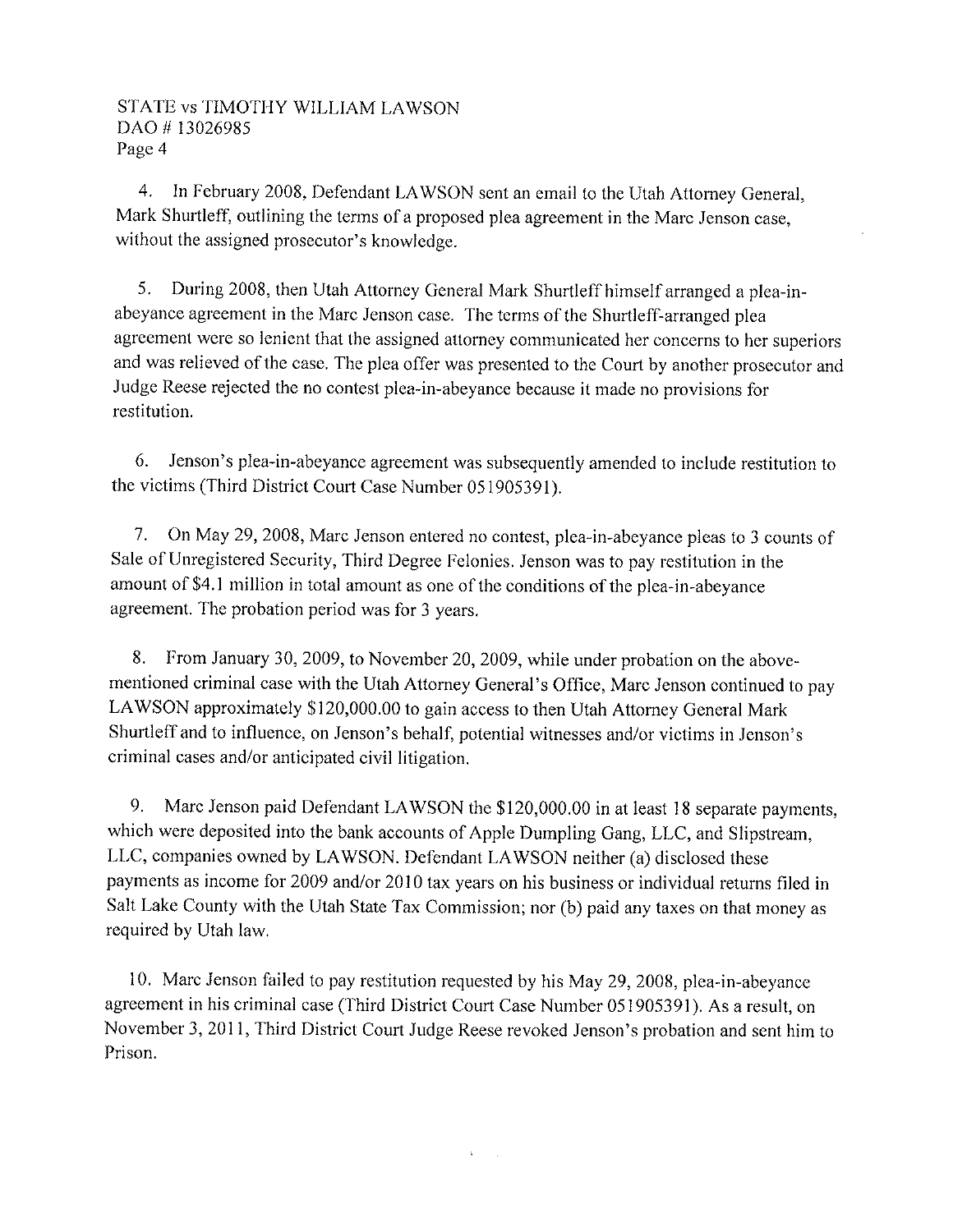4. In February 2008, Defendant LAWSON sent an email to the Utah Attorney General, Mark Shurtleff, outlining the terms of a proposed plea agreement in the Marc Jenson case, without the assigned prosecutor's knowledge.

5. During 2008, then Utah Attorney General Mark Shurtleff himself arranged a plea-in-abeyance agreement in the Marc Jenson case. The terms of the Shurtleff-arranged plea agreement were so lenient that the assigned attorney communicated her concerns to her superiors and was relieved of the case. The plea offer was presented to the Court by another prosecutor and Judge Reese rejected the no contest plea-in-abeyance because it made no provisions for restitution.

6. Jenson's plea-in-abeyance agreement was subsequently amended to include restitution to the victims (Third District Court Case Number 051905391).

7. On May 29, 2008, Marc Jenson entered no contest, plea-in-abeyance pleas to 3 counts of Sale of Unregistered Security, Third Degree Felonies. Jenson was to pay restitution in the amount of $4.1 million in total amount as one of the conditions of the plea-in-abeyance agreement. The probation period was for 3 years.

8. From January 30, 2009, to November 20, 2009, while under probation on the above-mentioned criminal case with the Utah Attorney General's Office, Marc Jenson continued to pay LAWSON approximately $120,000.00 to gain access to then Utah Attorney General Mark Shurtleff and to influence, on Jenson's behalf, potential witnesses and/or victims in Jenson's criminal cases and/or anticipated civil litigation.

9. Marc Jenson paid Defendant LAWSON the $120,000.00 in at least 18 separate payments, which were deposited into the bank accounts of Apple Dumpling Gang, LLC, and Slipstream, LLC, companies owned by LAWSON. Defendant LAWSON neither (a) disclosed these payments as income for 2009 and/or 2010 tax years on his business or individual returns filed in Salt Lake County with the Utah State Tax Commission; nor (b) paid any taxes on that money as required by Utah law.

10. Marc Jenson failed to pay restitution requested by his May 29, 2008, plea-in-abeyance agreement in his criminal case (Third District Court Case Number 051905391). As a result, on November 3, 2011, Third District Court Judge Reese revoked Jenson's probation and sent him to Prison.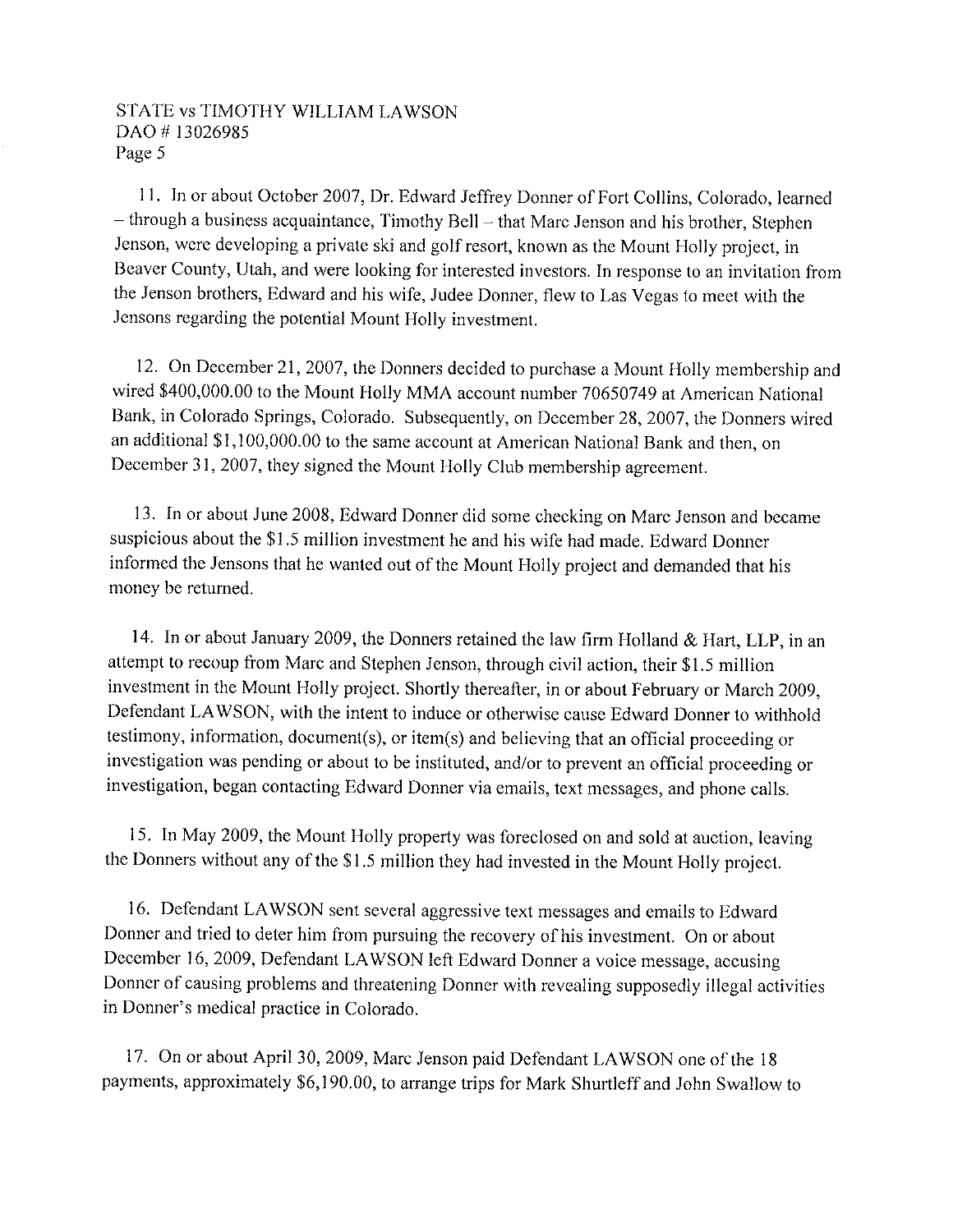11. In or about October 2007, Dr. Edward Jeffrey Donner of Fort Collins, Colorado, learned – through a business acquaintance, Timothy Bell – that Marc Jenson and his brother, Stephen Jenson, were developing a private ski and golf resort, known as the Mount Holly project, in Beaver County, Utah, and were looking for interested investors. In response to an invitation from the Jenson brothers, Edward and his wife, Judee Donner, flew to Las Vegas to meet with the Jensons regarding the potential Mount Holly investment.

12. On December 21, 2007, the Donners decided to purchase a Mount Holly membership and wired $400,000.00 to the Mount Holly MMA account number 70650749 at American National Bank, in Colorado Springs, Colorado. Subsequently, on December 28, 2007, the Donners wired an additional $1,100,000.00 to the same account at American National Bank and then, on December 31, 2007, they signed the Mount Holly Club membership agreement.

13. In or about June 2008, Edward Donner did some checking on Marc Jenson and became suspicious about the $1.5 million investment he and his wife had made. Edward Donner informed the Jensons that he wanted out of the Mount Holly project and demanded that his money be returned.

14. In or about January 2009, the Donners retained the law firm Holland & Hart, LLP, in an attempt to recoup from Marc and Stephen Jenson, through civil action, their $1.5 million investment in the Mount Holly project. Shortly thereafter, in or about February or March 2009, Defendant LAWSON, with the intent to induce or otherwise cause Edward Donner to withhold testimony, information, document(s), or item(s) and believing that an official proceeding or investigation was pending or about to be instituted, and/or to prevent an official proceeding or investigation, began contacting Edward Donner via emails, text messages, and phone calls.

15. In May 2009, the Mount Holly property was foreclosed on and sold at auction, leaving the Donners without any of the $1.5 million they had invested in the Mount Holly project.

16. Defendant LAWSON sent several aggressive text messages and emails to Edward Donner and tried to deter him from pursuing the recovery of his investment. On or about December 16, 2009, Defendant LAWSON left Edward Donner a voice message, accusing Donner of causing problems and threatening Donner with revealing supposedly illegal activities in Donner's medical practice in Colorado.

17. On or about April 30, 2009, Marc Jenson paid Defendant LAWSON one of the 18 payments, approximately $6,190.00, to arrange trips for Mark Shurtleff and John Swallow to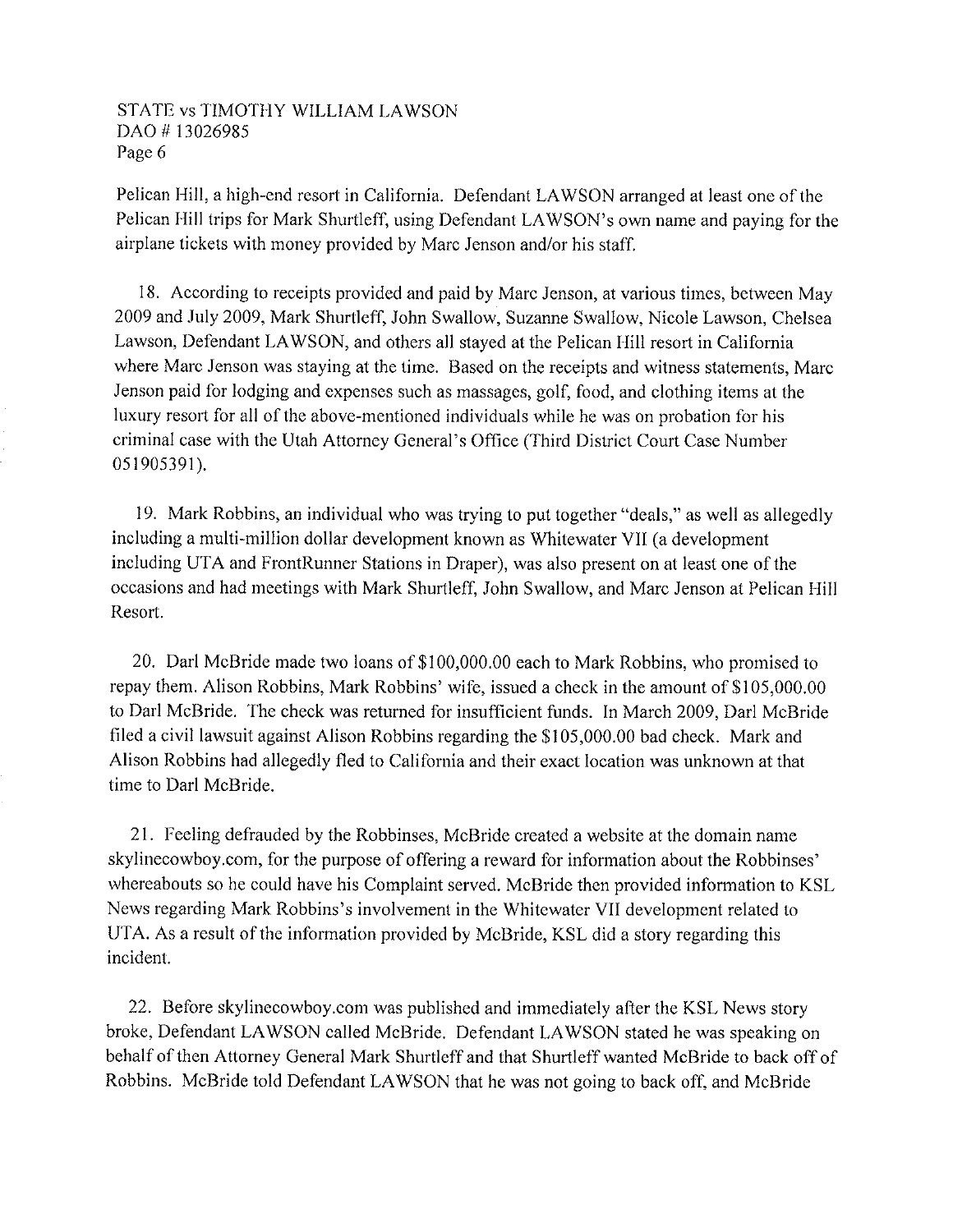Pelican Hill, a high-end resort in California. Defendant LAWSON arranged at least one of the Pelican Hill trips for Mark Shurtleff, using Defendant LAWSON's own name and paying for the airplane tickets with money provided by Marc Jenson and/or his staff.

18. According to receipts provided and paid by Marc Jenson, at various times, between May 2009 and July 2009, Mark Shurtleff, John Swallow, Suzanne Swallow, Nicole Lawson, Chelsea Lawson, Defendant LAWSON, and others all stayed at the Pelican Hill resort in California where Marc Jenson was staying at the time. Based on the receipts and witness statements, Marc Jenson paid for lodging and expenses such as massages, golf, food, and clothing items at the luxury resort for all of the above-mentioned individuals while he was on probation for his criminal case with the Utah Attorney General's Office (Third District Court Case Number 051905391).

19. Mark Robbins, an individual who was trying to put together "deals," as well as allegedly including a multi-million dollar development known as Whitewater VII (a development including UTA and FrontRunner Stations in Draper), was also present on at least one of the occasions and had meetings with Mark Shurtleff, John Swallow, and Marc Jenson at Pelican Hill Resort.

20. Darl McBride made two loans of $100,000.00 each to Mark Robbins, who promised to repay them. Alison Robbins, Mark Robbins' wife, issued a check in the amount of $105,000.00 to Darl McBride. The check was returned for insufficient funds. In March 2009, Darl McBride filed a civil lawsuit against Alison Robbins regarding the $105,000.00 bad check. Mark and Alison Robbins had allegedly fled to California and their exact location was unknown at that time to Darl McBride.

21. Feeling defrauded by the Robbinses, McBride created a website at the domain name skylinecowboy.com, for the purpose of offering a reward for information about the Robbinses' whereabouts so he could have his Complaint served. McBride then provided information to KSL News regarding Mark Robbins's involvement in the Whitewater VII development related to UTA. As a result of the information provided by McBride, KSL did a story regarding this incident.

22. Before skylinecowboy.com was published and immediately after the KSL News story broke, Defendant LAWSON called McBride. Defendant LAWSON stated he was speaking on behalf of then Attorney General Mark Shurtleff and that Shurtleff wanted McBride to back off of Robbins. McBride told Defendant LAWSON that he was not going to back off, and McBride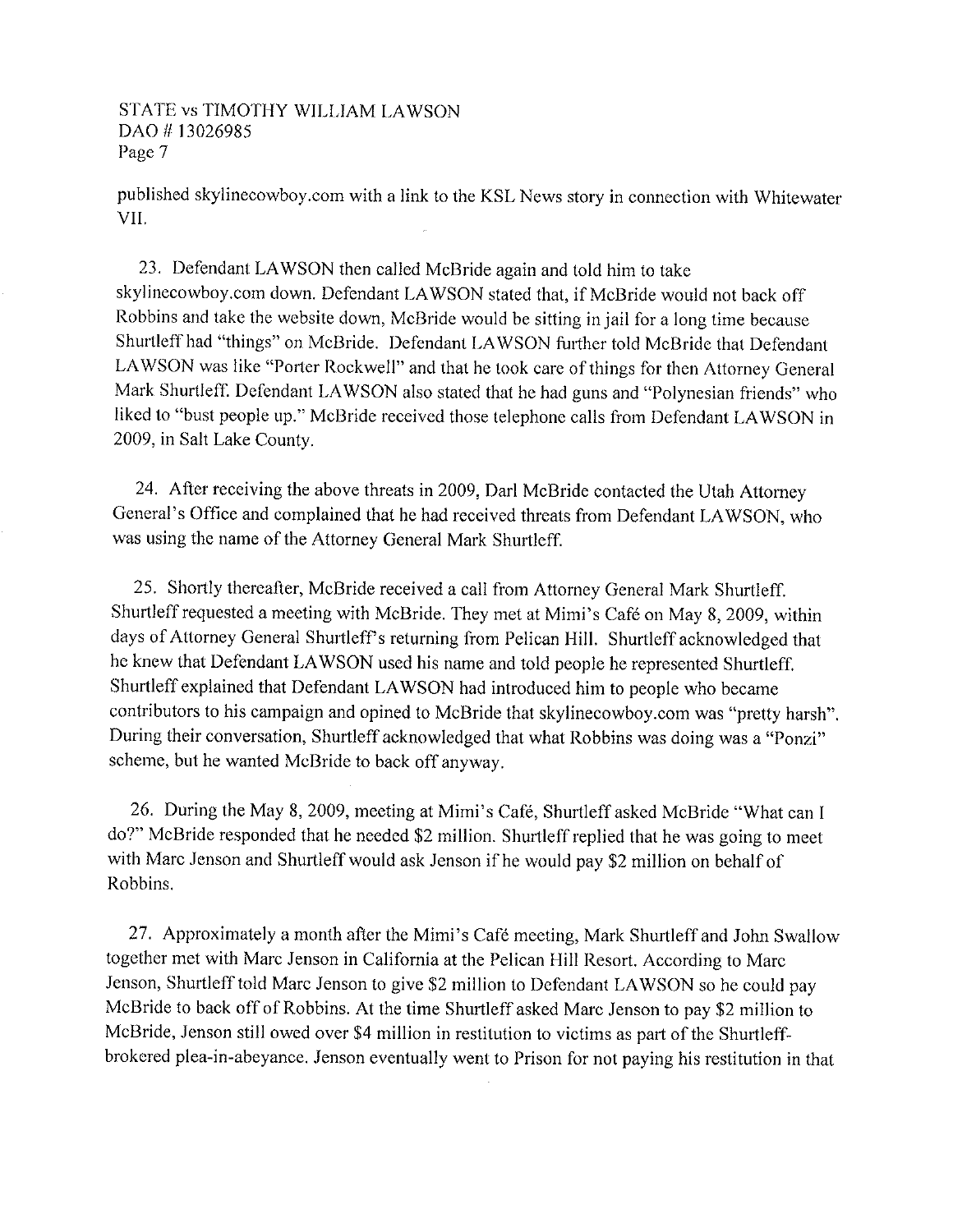published skylinecowboy.com with a link to the KSL News story in connection with Whitewater VII.

23. Defendant LAWSON then called McBride again and told him to take skylinecowboy.com down. Defendant LAWSON stated that, if McBride would not back off Robbins and take the website down, McBride would be sitting in jail for a long time because Shurtleff had "things" on McBride. Defendant LAWSON further told McBride that Defendant LAWSON was like "Porter Rockwell" and that he took care of things for then Attorney General Mark Shurtleff. Defendant LAWSON also stated that he had guns and "Polynesian friends" who liked to "bust people up." McBride received those telephone calls from Defendant LAWSON in 2009, in Salt Lake County.

24. After receiving the above threats in 2009, Darl McBride contacted the Utah Attorney General's Office and complained that he had received threats from Defendant LAWSON, who was using the name of the Attorney General Mark Shurtleff.

25. Shortly thereafter, McBride received a call from Attorney General Mark Shurtleff. Shurtleff requested a meeting with McBride. They met at Mimi's Café on May 8, 2009, within days of Attorney General Shurtleff's returning from Pelican Hill. Shurtleff acknowledged that he knew that Defendant LAWSON used his name and told people he represented Shurtleff. Shurtleff explained that Defendant LAWSON had introduced him to people who became contributors to his campaign and opined to McBride that skylinecowboy.com was "pretty harsh". During their conversation, Shurtleff acknowledged that what Robbins was doing was a "Ponzi" scheme, but he wanted McBride to back off anyway.

26. During the May 8, 2009, meeting at Mimi's Café, Shurtleff asked McBride "What can I do?" McBride responded that he needed $2 million. Shurtleff replied that he was going to meet with Marc Jenson and Shurtleff would ask Jenson if he would pay $2 million on behalf of Robbins.

27. Approximately a month after the Mimi's Café meeting, Mark Shurtleff and John Swallow together met with Marc Jenson in California at the Pelican Hill Resort. According to Marc Jenson, Shurtleff told Marc Jenson to give $2 million to Defendant LAWSON so he could pay McBride to back off of Robbins. At the time Shurtleff asked Marc Jenson to pay $2 million to McBride, Jenson still owed over $4 million in restitution to victims as part of the Shurtleff-brokered plea-in-abeyance. Jenson eventually went to Prison for not paying his restitution in that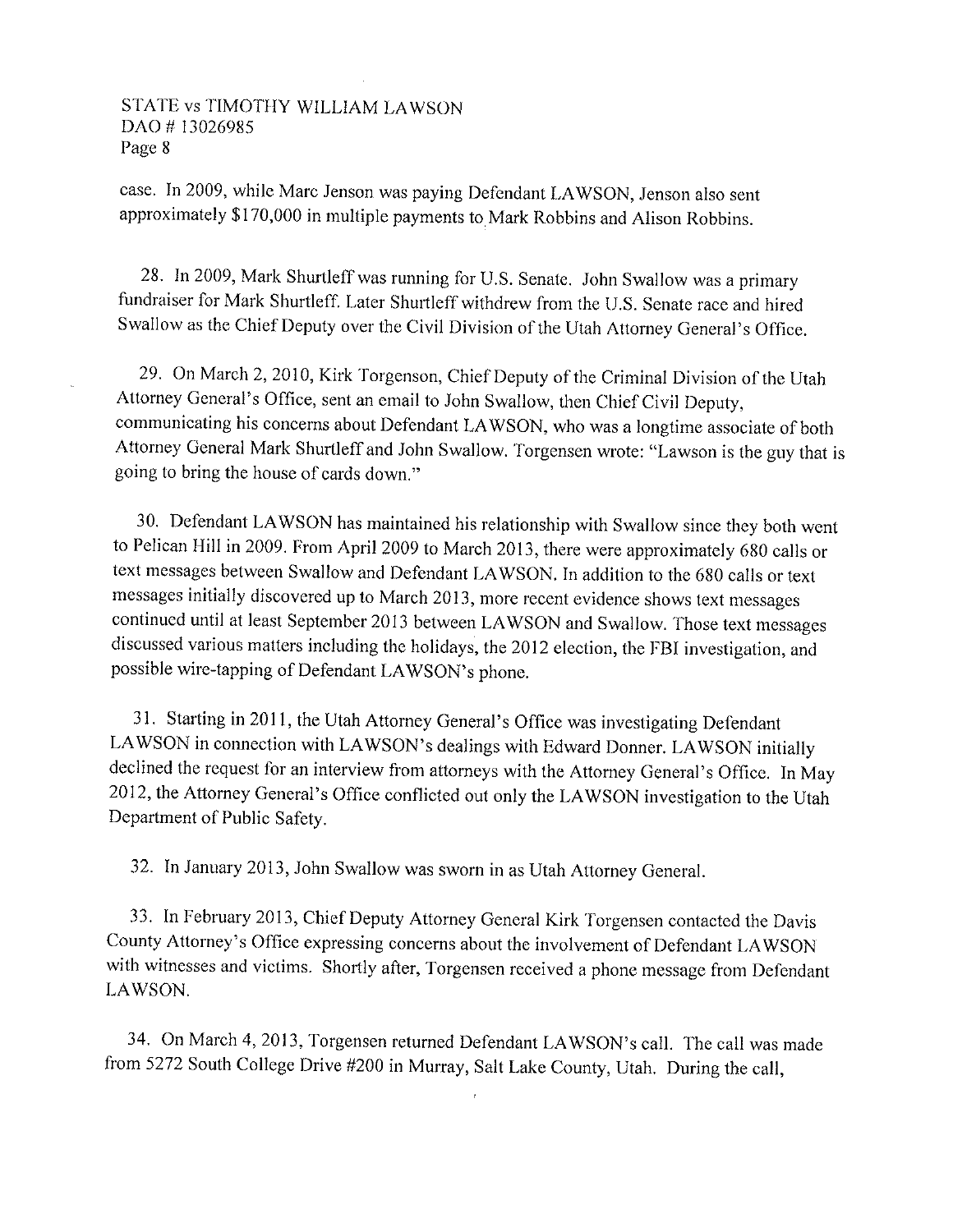case. In 2009, while Marc Jenson was paying Defendant LAWSON, Jenson also sent approximately $170,000 in multiple payments to Mark Robbins and Alison Robbins.

28. In 2009, Mark Shurtleff was running for U.S. Senate. John Swallow was a primary fundraiser for Mark Shurtleff. Later Shurtleff withdrew from the U.S. Senate race and hired Swallow as the Chief Deputy over the Civil Division of the Utah Attorney General's Office.

29. On March 2, 2010, Kirk Torgenson, Chief Deputy of the Criminal Division of the Utah Attorney General's Office, sent an email to John Swallow, then Chief Civil Deputy, communicating his concerns about Defendant LAWSON, who was a longtime associate of both Attorney General Mark Shurtleff and John Swallow. Torgensen wrote: "Lawson is the guy that is going to bring the house of cards down."

30. Defendant LAWSON has maintained his relationship with Swallow since they both went to Pelican Hill in 2009. From April 2009 to March 2013, there were approximately 680 calls or text messages between Swallow and Defendant LAWSON. In addition to the 680 calls or text messages initially discovered up to March 2013, more recent evidence shows text messages continued until at least September 2013 between LAWSON and Swallow. Those text messages discussed various matters including the holidays, the 2012 election, the FBI investigation, and possible wire-tapping of Defendant LAWSON's phone.

31. Starting in 2011, the Utah Attorney General's Office was investigating Defendant LAWSON in connection with LAWSON's dealings with Edward Donner. LAWSON initially declined the request for an interview from attorneys with the Attorney General's Office. In May 2012, the Attorney General's Office conflicted out only the LAWSON investigation to the Utah Department of Public Safety.

32. In January 2013, John Swallow was sworn in as Utah Attorney General.

33. In February 2013, Chief Deputy Attorney General Kirk Torgensen contacted the Davis County Attorney's Office expressing concerns about the involvement of Defendant LAWSON with witnesses and victims. Shortly after, Torgensen received a phone message from Defendant LAWSON.

34. On March 4, 2013, Torgensen returned Defendant LAWSON's call. The call was made from 5272 South College Drive #200 in Murray, Salt Lake County, Utah. During the call,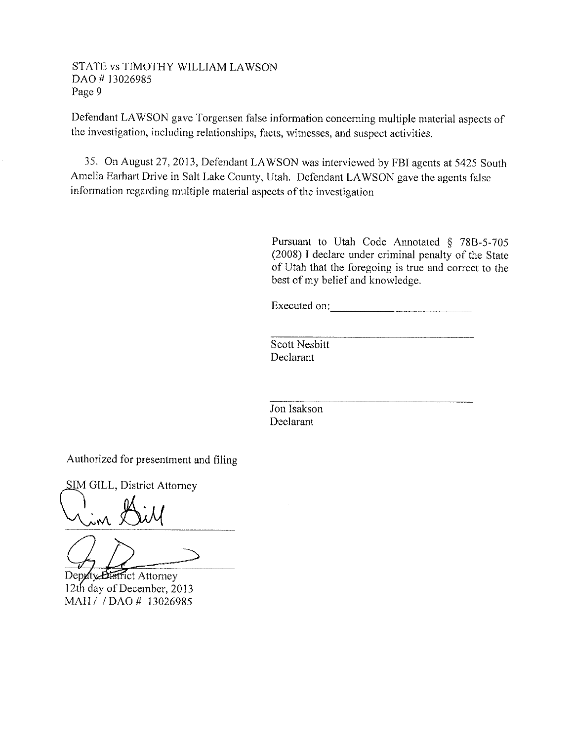STATE vs TIMOTHY WILLIAM LAWSON
DAO # 13026985
Page 9

Defendant LAWSON gave Torgensen false information concerning multiple material aspects of the investigation, including relationships, facts, witnesses, and suspect activities.

35. On August 27, 2013, Defendant LAWSON was interviewed by FBI agents at 5425 South Amelia Earhart Drive in Salt Lake County, Utah. Defendant LAWSON gave the agents false information regarding multiple material aspects of the investigation

Pursuant to Utah Code Annotated § 78B-5-705 (2008) I declare under criminal penalty of the State of Utah that the foregoing is true and correct to the best of my belief and knowledge.

Executed on: ______________________

______________________
Scott Nesbitt
Declarant

______________________
Jon Isakson
Declarant

Authorized for presentment and filing

SIM GILL, District Attorney

______________________

______________________
Deputy District Attorney
12th day of December, 2013
MAH / / DAO # 13026985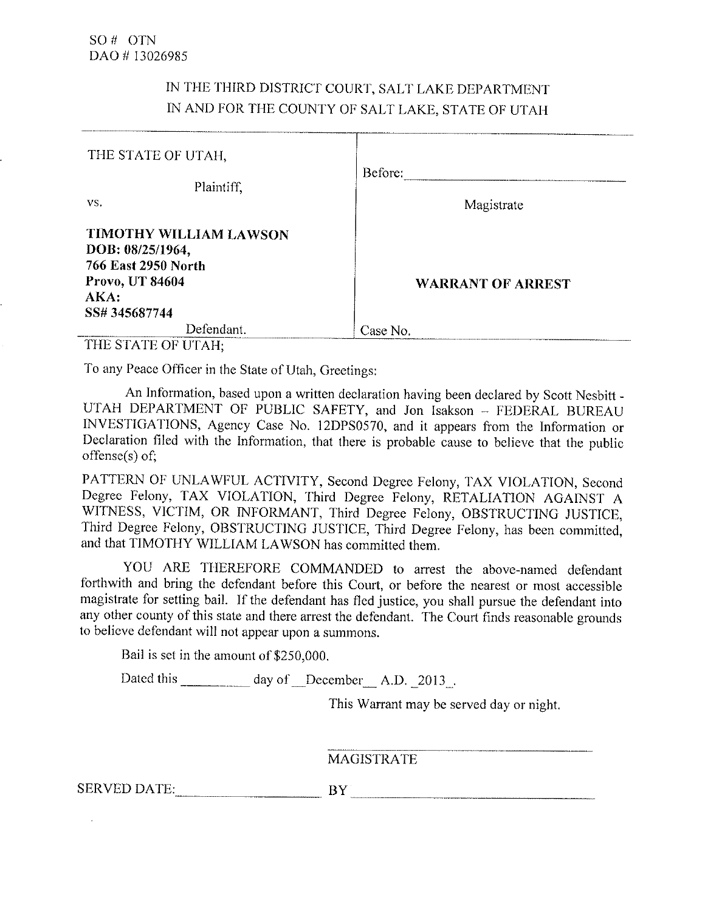SO # OTN
DAO # 13026985

IN THE THIRD DISTRICT COURT, SALT LAKE DEPARTMENT
IN AND FOR THE COUNTY OF SALT LAKE, STATE OF UTAH

| | |
|---|---|
| THE STATE OF UTAH,<br><br>Plaintiff,<br><br>vs.<br><br>**TIMOTHY WILLIAM LAWSON**<br>**DOB: 08/25/1964,**<br>**766 East 2950 North**<br>**Provo, UT 84604**<br>**AKA:**<br>**SS# 345687744**<br><br>Defendant. | Before: ______________________<br><br>Magistrate<br><br><br><br>**WARRANT OF ARREST**<br><br><br>Case No. |

THE STATE OF UTAH;

To any Peace Officer in the State of Utah, Greetings:

An Information, based upon a written declaration having been declared by Scott Nesbitt - UTAH DEPARTMENT OF PUBLIC SAFETY, and Jon Isakson – FEDERAL BUREAU INVESTIGATIONS, Agency Case No. 12DPS0570, and it appears from the Information or Declaration filed with the Information, that there is probable cause to believe that the public offense(s) of;

PATTERN OF UNLAWFUL ACTIVITY, Second Degree Felony, TAX VIOLATION, Second Degree Felony, TAX VIOLATION, Third Degree Felony, RETALIATION AGAINST A WITNESS, VICTIM, OR INFORMANT, Third Degree Felony, OBSTRUCTING JUSTICE, Third Degree Felony, OBSTRUCTING JUSTICE, Third Degree Felony, has been committed, and that TIMOTHY WILLIAM LAWSON has committed them.

YOU ARE THEREFORE COMMANDED to arrest the above-named defendant forthwith and bring the defendant before this Court, or before the nearest or most accessible magistrate for setting bail. If the defendant has fled justice, you shall pursue the defendant into any other county of this state and there arrest the defendant. The Court finds reasonable grounds to believe defendant will not appear upon a summons.

Bail is set in the amount of $250,000.

Dated this __________ day of __December__ A.D. _2013_.

This Warrant may be served day or night.

______________________________
MAGISTRATE

SERVED DATE: ____________________ BY ______________________________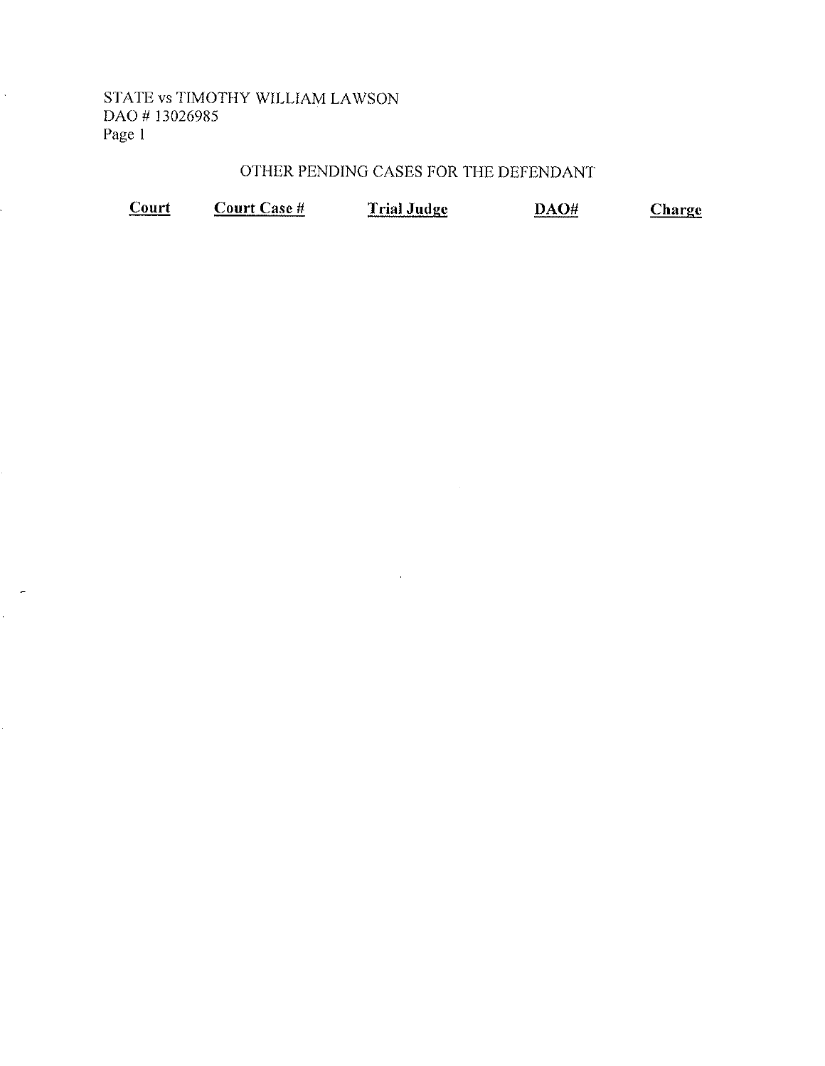STATE vs TIMOTHY WILLIAM LAWSON
DAO # 13026985
Page 1

## OTHER PENDING CASES FOR THE DEFENDANT

| **Court** | **Court Case #** | **Trial Judge** | **DAO#** | **Charge** |
|---|---|---|---|---|